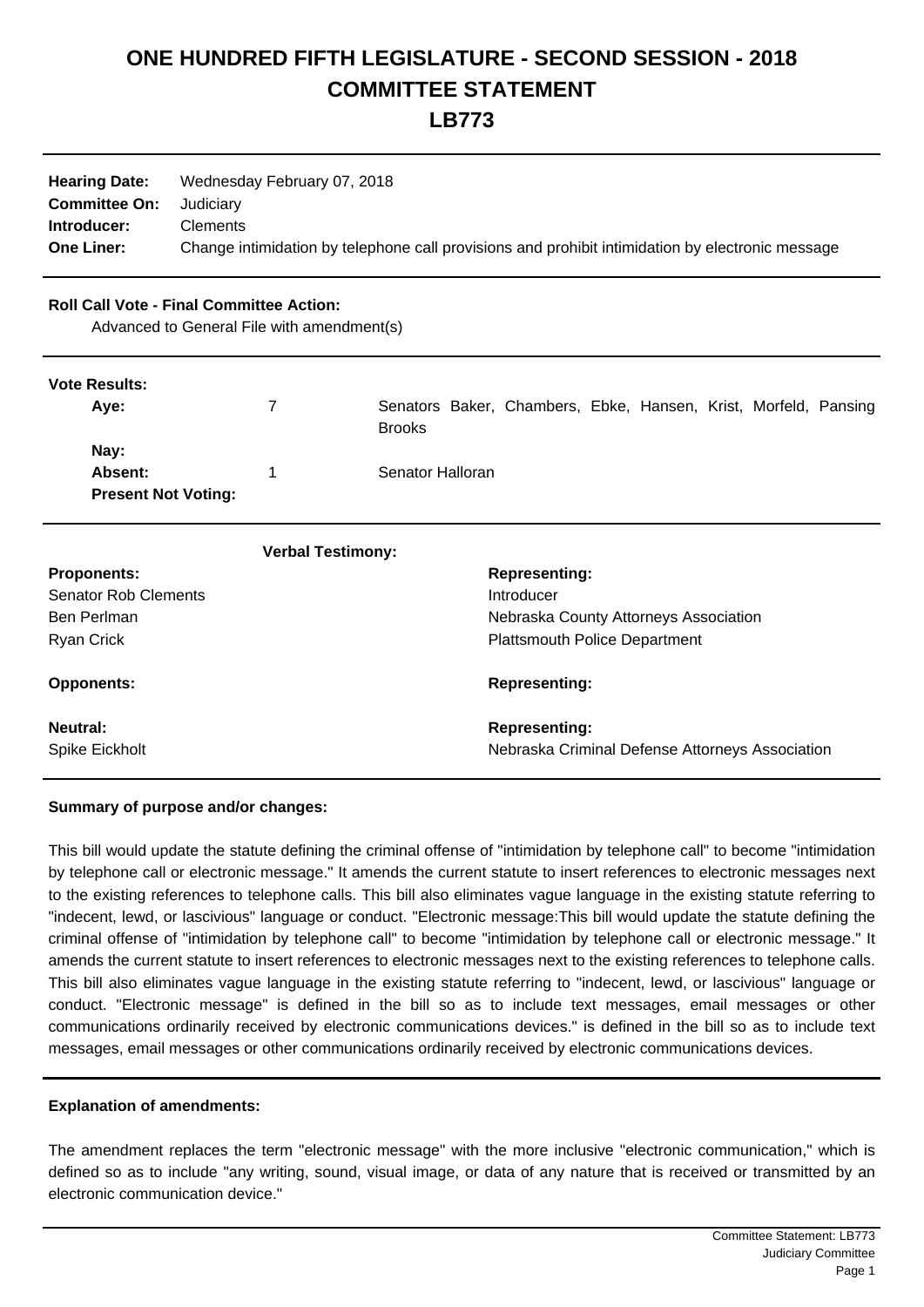# ONE HUNDRED FIFTH LEGISLATURE - SECOND SESSION - 2018
# COMMITTEE STATEMENT
# LB773

| | |
|---|---|
| **Hearing Date:** | Wednesday February 07, 2018 |
| **Committee On:** | Judiciary |
| **Introducer:** | Clements |
| **One Liner:** | Change intimidation by telephone call provisions and prohibit intimidation by electronic message |

**Roll Call Vote - Final Committee Action:**

Advanced to General File with amendment(s)

**Vote Results:**

| | | |
|---|---|---|
| **Aye:** | 7 | Senators Baker, Chambers, Ebke, Hansen, Krist, Morfeld, Pansing Brooks |
| **Nay:** | | |
| **Absent:** | 1 | Senator Halloran |
| **Present Not Voting:** | | |

**Verbal Testimony:**

| **Proponents:** | **Representing:** |
|---|---|
| Senator Rob Clements | Introducer |
| Ben Perlman | Nebraska County Attorneys Association |
| Ryan Crick | Plattsmouth Police Department |
| **Opponents:** | **Representing:** |
| **Neutral:** | **Representing:** |
| Spike Eickholt | Nebraska Criminal Defense Attorneys Association |

**Summary of purpose and/or changes:**

This bill would update the statute defining the criminal offense of "intimidation by telephone call" to become "intimidation by telephone call or electronic message." It amends the current statute to insert references to electronic messages next to the existing references to telephone calls. This bill also eliminates vague language in the existing statute referring to "indecent, lewd, or lascivious" language or conduct. "Electronic message:This bill would update the statute defining the criminal offense of "intimidation by telephone call" to become "intimidation by telephone call or electronic message." It amends the current statute to insert references to electronic messages next to the existing references to telephone calls. This bill also eliminates vague language in the existing statute referring to "indecent, lewd, or lascivious" language or conduct. "Electronic message" is defined in the bill so as to include text messages, email messages or other communications ordinarily received by electronic communications devices." is defined in the bill so as to include text messages, email messages or other communications ordinarily received by electronic communications devices.

**Explanation of amendments:**

The amendment replaces the term "electronic message" with the more inclusive "electronic communication," which is defined so as to include "any writing, sound, visual image, or data of any nature that is received or transmitted by an electronic communication device."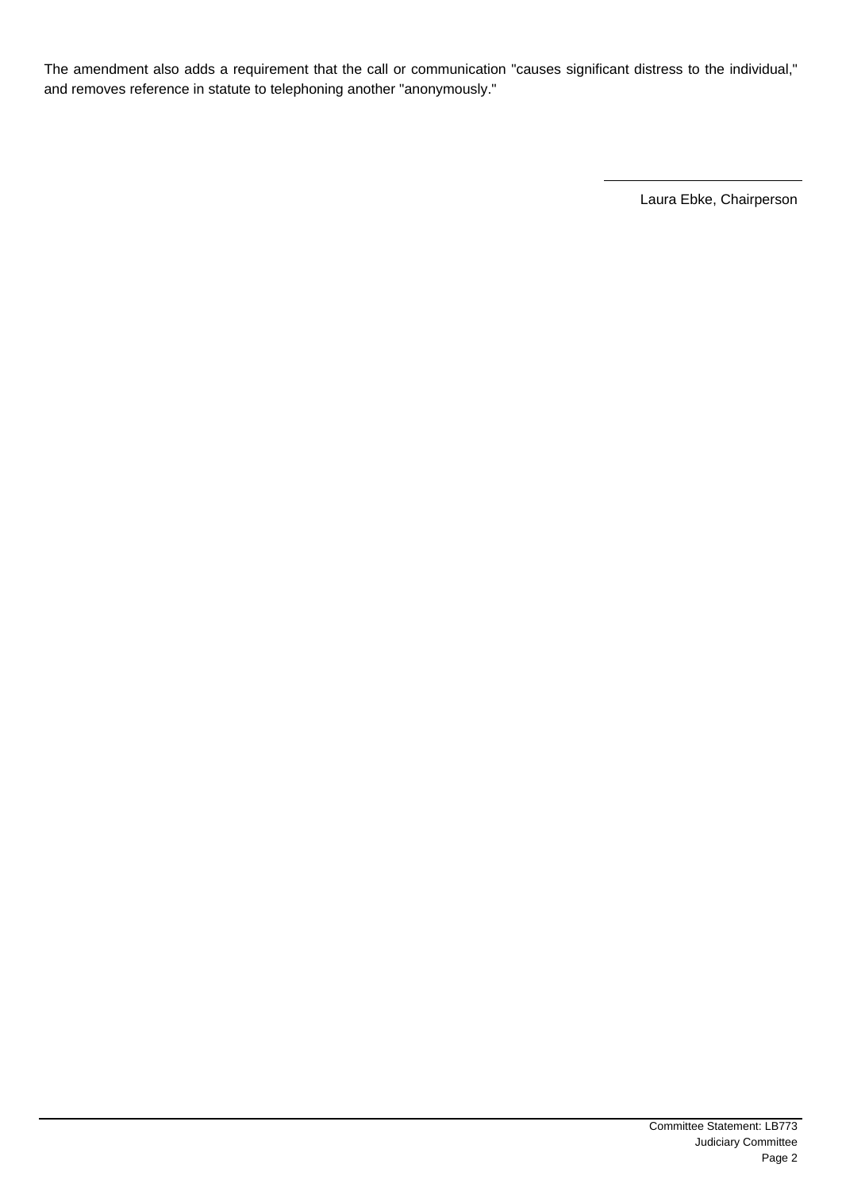The amendment also adds a requirement that the call or communication "causes significant distress to the individual," and removes reference in statute to telephoning another "anonymously."

Laura Ebke, Chairperson